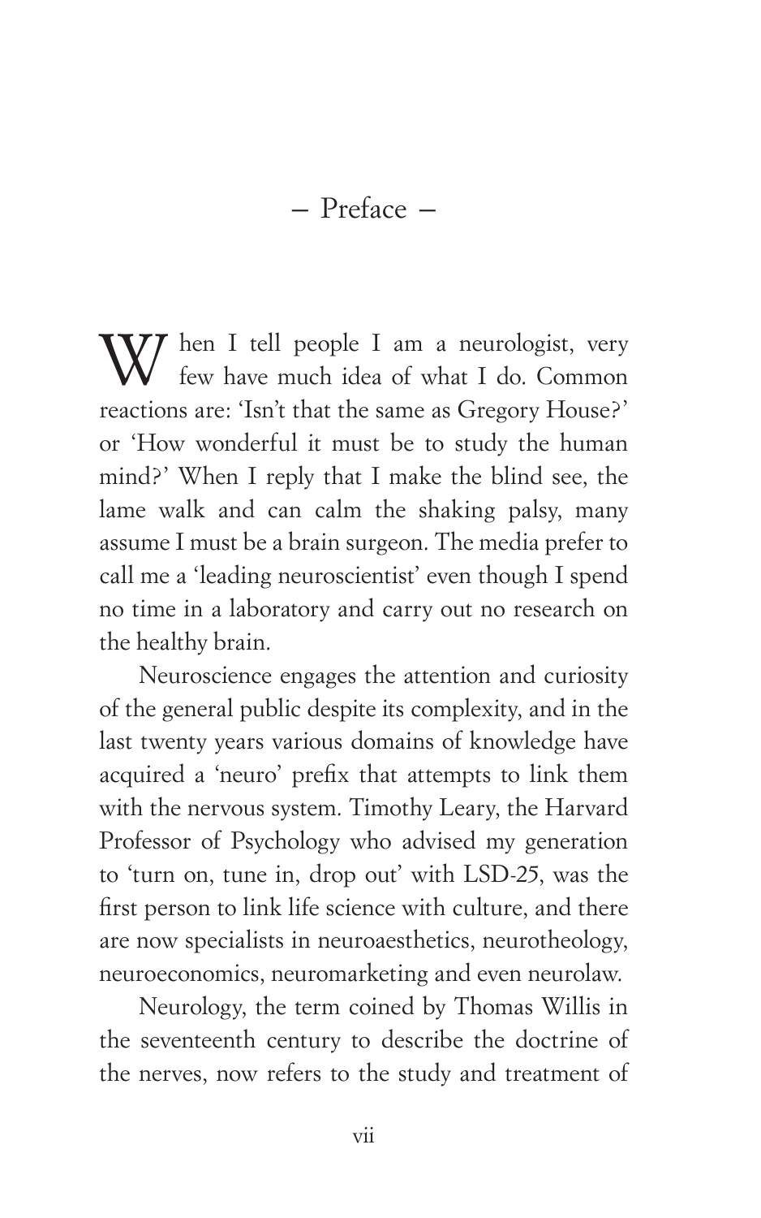# — Preface —

When I tell people I am a neurologist, very few have much idea of what I do. Common reactions are: 'Isn't that the same as Gregory House?' or 'How wonderful it must be to study the human mind?' When I reply that I make the blind see, the lame walk and can calm the shaking palsy, many assume I must be a brain surgeon. The media prefer to call me a 'leading neuroscientist' even though I spend no time in a laboratory and carry out no research on the healthy brain.

Neuroscience engages the attention and curiosity of the general public despite its complexity, and in the last twenty years various domains of knowledge have acquired a 'neuro' prefix that attempts to link them with the nervous system. Timothy Leary, the Harvard Professor of Psychology who advised my generation to 'turn on, tune in, drop out' with LSD-25, was the first person to link life science with culture, and there are now specialists in neuroaesthetics, neurotheology, neuroeconomics, neuromarketing and even neurolaw.

Neurology, the term coined by Thomas Willis in the seventeenth century to describe the doctrine of the nerves, now refers to the study and treatment of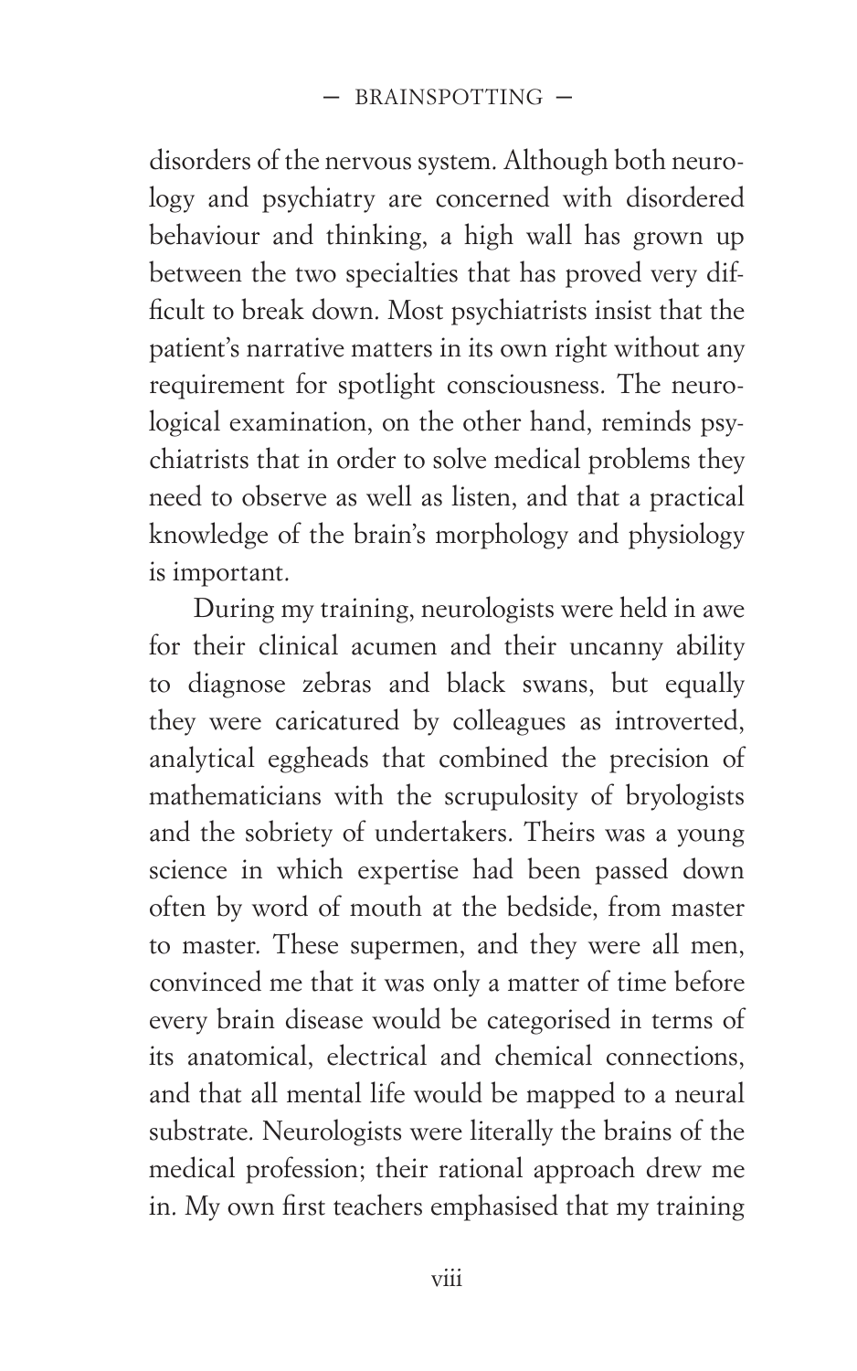disorders of the nervous system. Although both neurology and psychiatry are concerned with disordered behaviour and thinking, a high wall has grown up between the two specialties that has proved very difficult to break down. Most psychiatrists insist that the patient's narrative matters in its own right without any requirement for spotlight consciousness. The neurological examination, on the other hand, reminds psychiatrists that in order to solve medical problems they need to observe as well as listen, and that a practical knowledge of the brain's morphology and physiology is important.

During my training, neurologists were held in awe for their clinical acumen and their uncanny ability to diagnose zebras and black swans, but equally they were caricatured by colleagues as introverted, analytical eggheads that combined the precision of mathematicians with the scrupulosity of bryologists and the sobriety of undertakers. Theirs was a young science in which expertise had been passed down often by word of mouth at the bedside, from master to master. These supermen, and they were all men, convinced me that it was only a matter of time before every brain disease would be categorised in terms of its anatomical, electrical and chemical connections, and that all mental life would be mapped to a neural substrate. Neurologists were literally the brains of the medical profession; their rational approach drew me in. My own first teachers emphasised that my training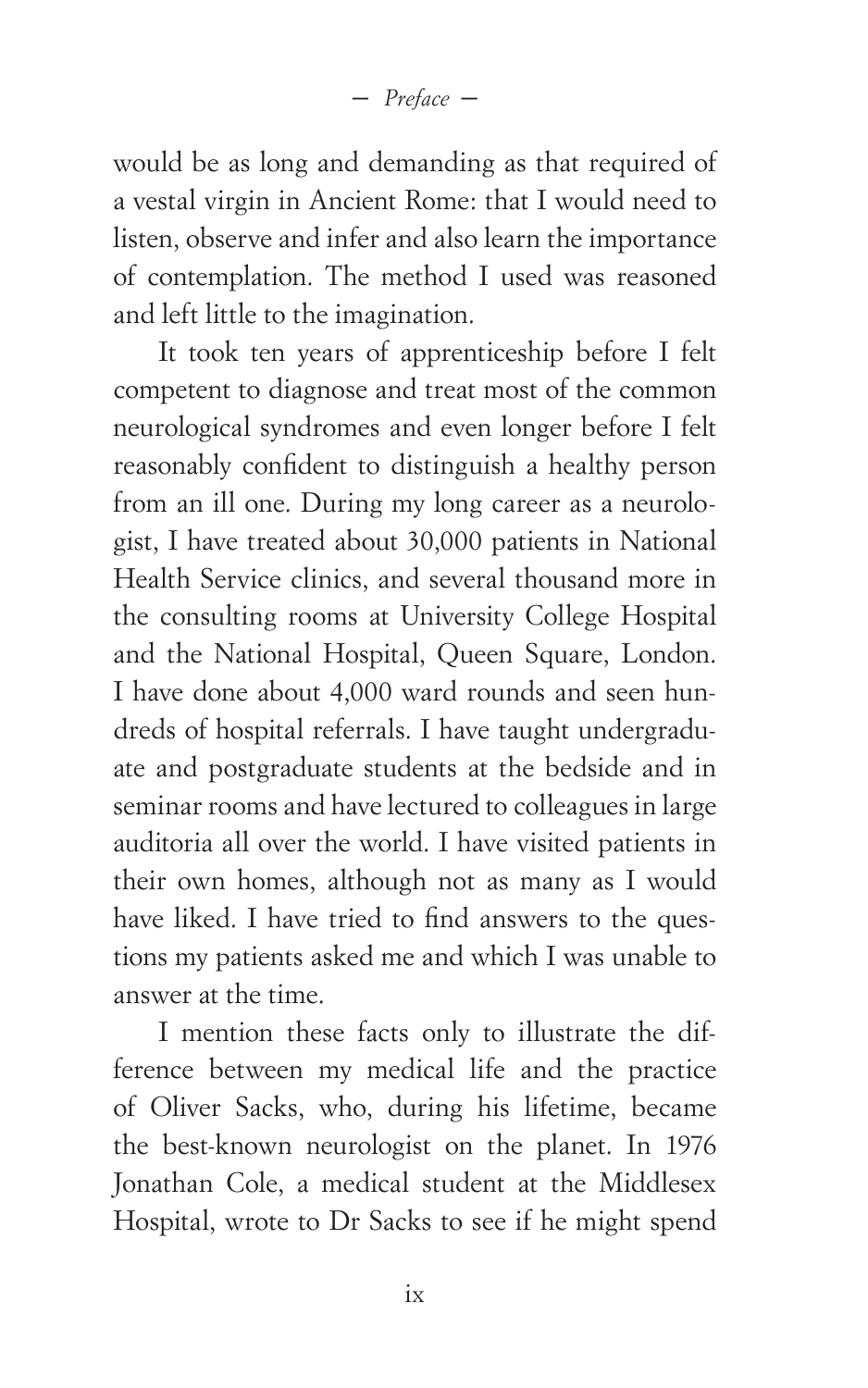would be as long and demanding as that required of a vestal virgin in Ancient Rome: that I would need to listen, observe and infer and also learn the importance of contemplation. The method I used was reasoned and left little to the imagination.

It took ten years of apprenticeship before I felt competent to diagnose and treat most of the common neurological syndromes and even longer before I felt reasonably confident to distinguish a healthy person from an ill one. During my long career as a neurologist, I have treated about 30,000 patients in National Health Service clinics, and several thousand more in the consulting rooms at University College Hospital and the National Hospital, Queen Square, London. I have done about 4,000 ward rounds and seen hundreds of hospital referrals. I have taught undergraduate and postgraduate students at the bedside and in seminar rooms and have lectured to colleagues in large auditoria all over the world. I have visited patients in their own homes, although not as many as I would have liked. I have tried to find answers to the questions my patients asked me and which I was unable to answer at the time.

I mention these facts only to illustrate the difference between my medical life and the practice of Oliver Sacks, who, during his lifetime, became the best-known neurologist on the planet. In 1976 Jonathan Cole, a medical student at the Middlesex Hospital, wrote to Dr Sacks to see if he might spend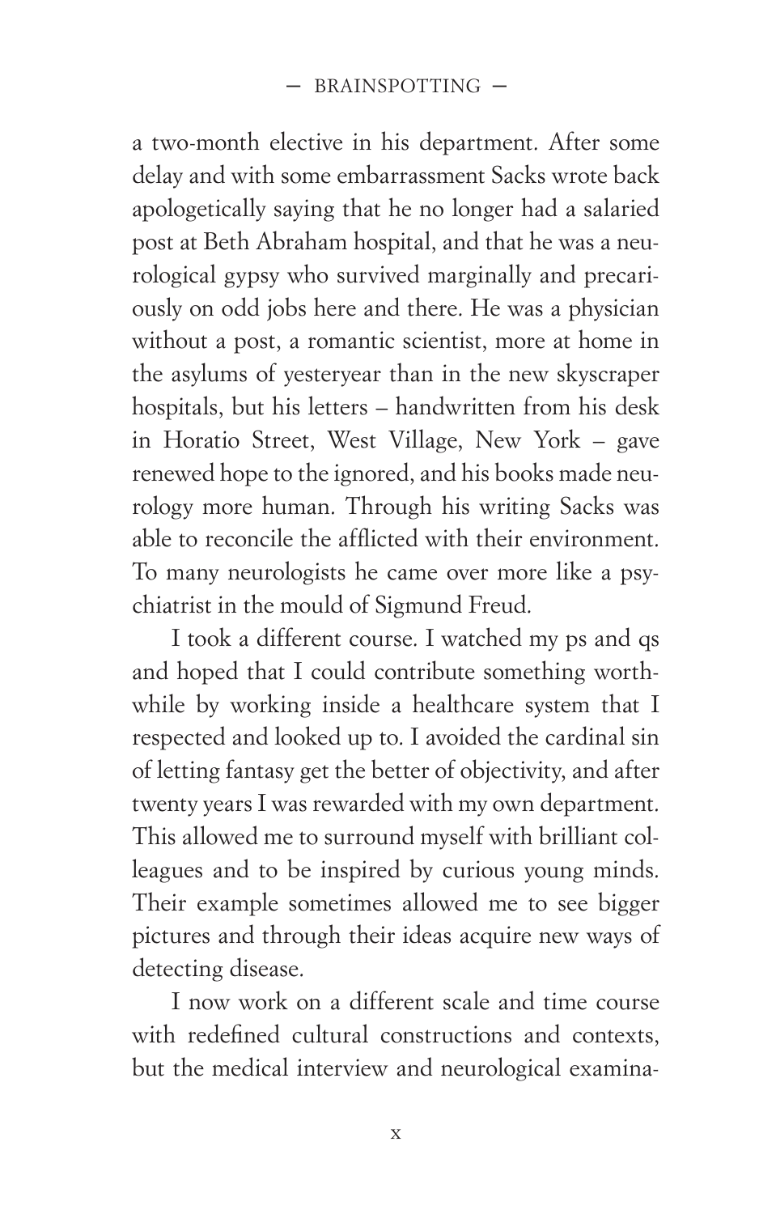a two-month elective in his department. After some delay and with some embarrassment Sacks wrote back apologetically saying that he no longer had a salaried post at Beth Abraham hospital, and that he was a neurological gypsy who survived marginally and precariously on odd jobs here and there. He was a physician without a post, a romantic scientist, more at home in the asylums of yesteryear than in the new skyscraper hospitals, but his letters – handwritten from his desk in Horatio Street, West Village, New York – gave renewed hope to the ignored, and his books made neurology more human. Through his writing Sacks was able to reconcile the afflicted with their environment. To many neurologists he came over more like a psychiatrist in the mould of Sigmund Freud.

I took a different course. I watched my ps and qs and hoped that I could contribute something worthwhile by working inside a healthcare system that I respected and looked up to. I avoided the cardinal sin of letting fantasy get the better of objectivity, and after twenty years I was rewarded with my own department. This allowed me to surround myself with brilliant colleagues and to be inspired by curious young minds. Their example sometimes allowed me to see bigger pictures and through their ideas acquire new ways of detecting disease.

I now work on a different scale and time course with redefined cultural constructions and contexts, but the medical interview and neurological examina-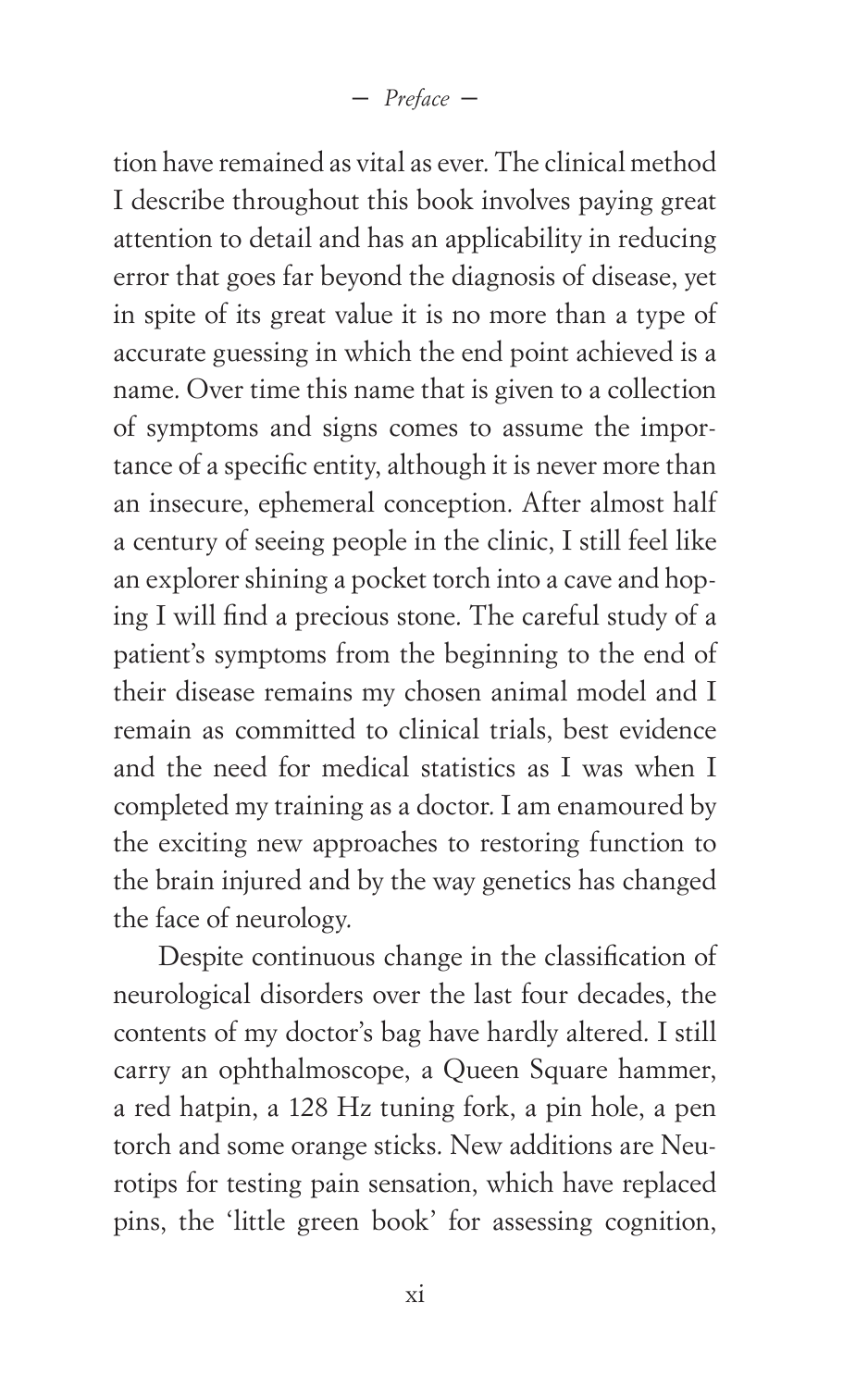tion have remained as vital as ever. The clinical method I describe throughout this book involves paying great attention to detail and has an applicability in reducing error that goes far beyond the diagnosis of disease, yet in spite of its great value it is no more than a type of accurate guessing in which the end point achieved is a name. Over time this name that is given to a collection of symptoms and signs comes to assume the importance of a specific entity, although it is never more than an insecure, ephemeral conception. After almost half a century of seeing people in the clinic, I still feel like an explorer shining a pocket torch into a cave and hoping I will find a precious stone. The careful study of a patient's symptoms from the beginning to the end of their disease remains my chosen animal model and I remain as committed to clinical trials, best evidence and the need for medical statistics as I was when I completed my training as a doctor. I am enamoured by the exciting new approaches to restoring function to the brain injured and by the way genetics has changed the face of neurology.

Despite continuous change in the classification of neurological disorders over the last four decades, the contents of my doctor's bag have hardly altered. I still carry an ophthalmoscope, a Queen Square hammer, a red hatpin, a 128 Hz tuning fork, a pin hole, a pen torch and some orange sticks. New additions are Neurotips for testing pain sensation, which have replaced pins, the 'little green book' for assessing cognition,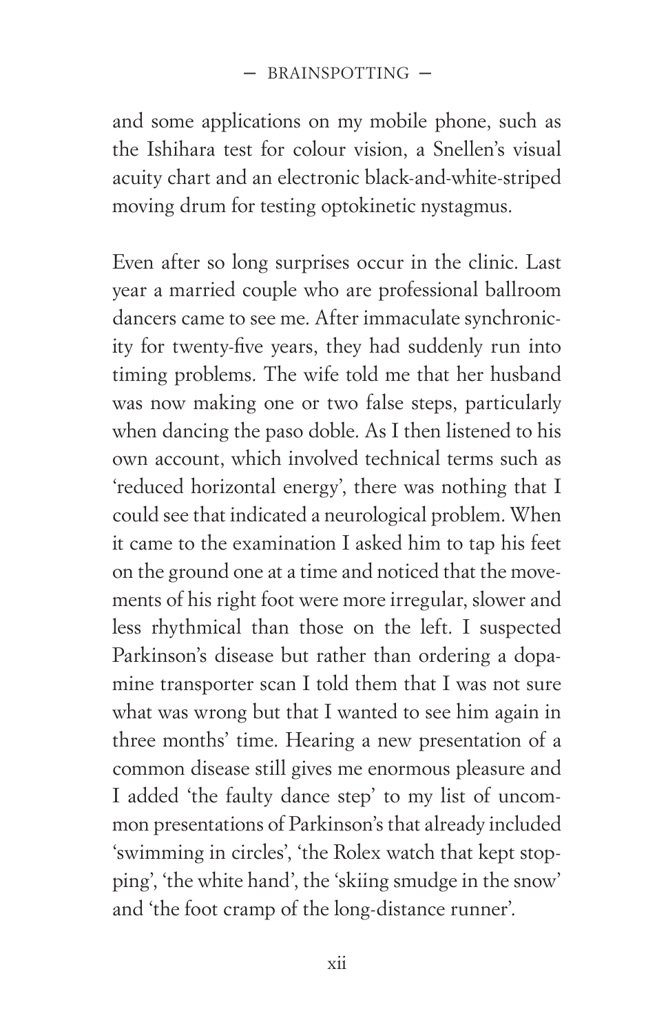and some applications on my mobile phone, such as the Ishihara test for colour vision, a Snellen's visual acuity chart and an electronic black-and-white-striped moving drum for testing optokinetic nystagmus.

Even after so long surprises occur in the clinic. Last year a married couple who are professional ballroom dancers came to see me. After immaculate synchronicity for twenty-five years, they had suddenly run into timing problems. The wife told me that her husband was now making one or two false steps, particularly when dancing the paso doble. As I then listened to his own account, which involved technical terms such as 'reduced horizontal energy', there was nothing that I could see that indicated a neurological problem. When it came to the examination I asked him to tap his feet on the ground one at a time and noticed that the movements of his right foot were more irregular, slower and less rhythmical than those on the left. I suspected Parkinson's disease but rather than ordering a dopamine transporter scan I told them that I was not sure what was wrong but that I wanted to see him again in three months' time. Hearing a new presentation of a common disease still gives me enormous pleasure and I added 'the faulty dance step' to my list of uncommon presentations of Parkinson's that already included 'swimming in circles', 'the Rolex watch that kept stopping', 'the white hand', the 'skiing smudge in the snow' and 'the foot cramp of the long-distance runner'.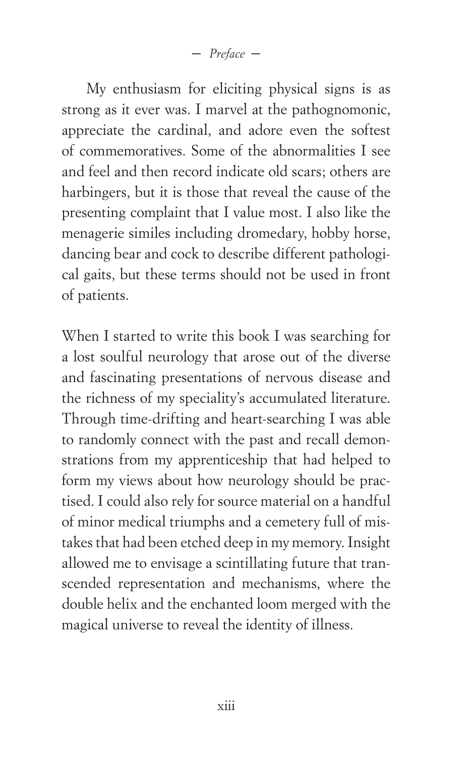My enthusiasm for eliciting physical signs is as strong as it ever was. I marvel at the pathognomonic, appreciate the cardinal, and adore even the softest of commemoratives. Some of the abnormalities I see and feel and then record indicate old scars; others are harbingers, but it is those that reveal the cause of the presenting complaint that I value most. I also like the menagerie similes including dromedary, hobby horse, dancing bear and cock to describe different pathological gaits, but these terms should not be used in front of patients.

When I started to write this book I was searching for a lost soulful neurology that arose out of the diverse and fascinating presentations of nervous disease and the richness of my speciality's accumulated literature. Through time-drifting and heart-searching I was able to randomly connect with the past and recall demonstrations from my apprenticeship that had helped to form my views about how neurology should be practised. I could also rely for source material on a handful of minor medical triumphs and a cemetery full of mistakes that had been etched deep in my memory. Insight allowed me to envisage a scintillating future that transcended representation and mechanisms, where the double helix and the enchanted loom merged with the magical universe to reveal the identity of illness.